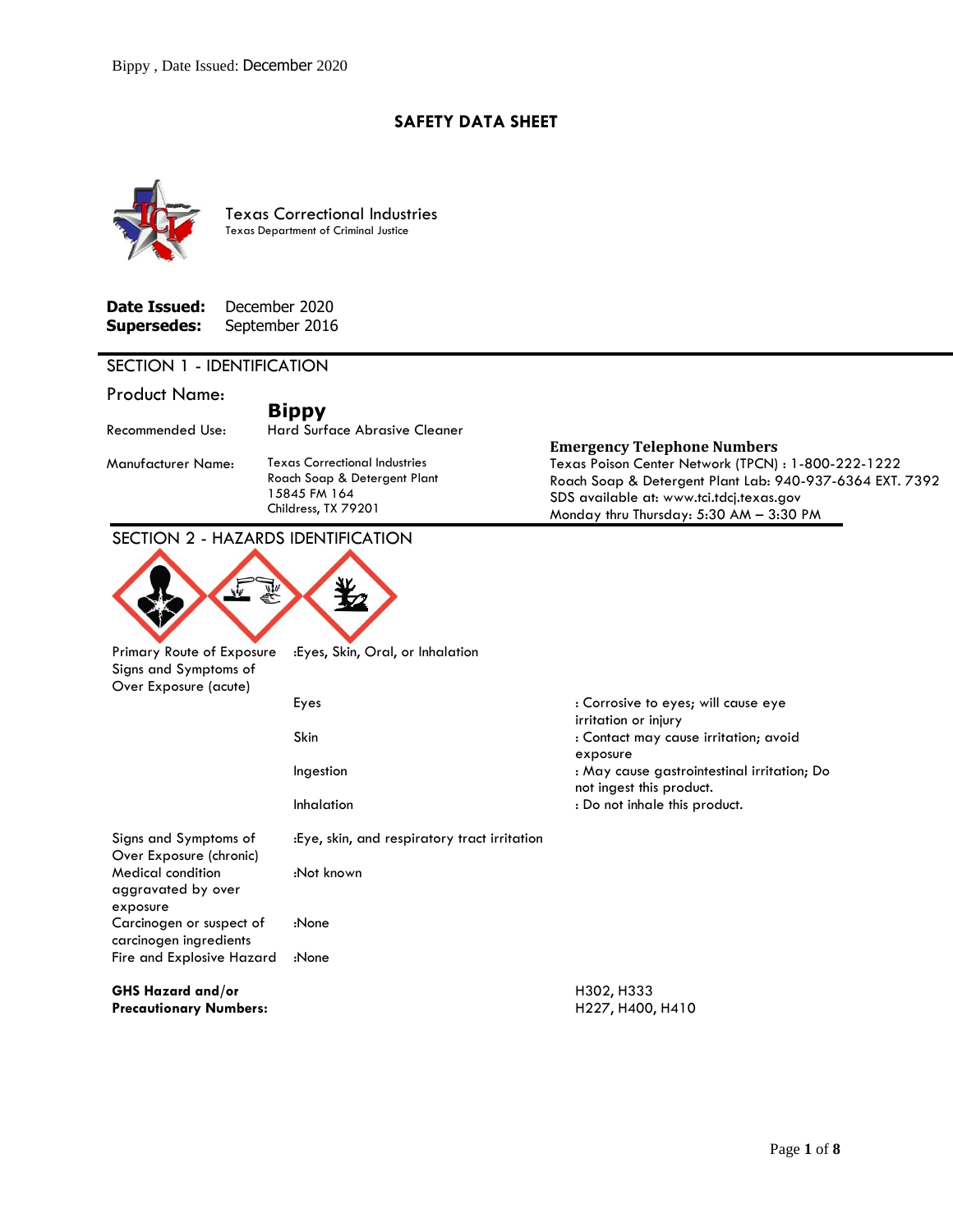# SAFETY DATA SHEET

Texas Correctional Industries
Texas Department of Criminal Justice

**Date Issued:** December 2020
**Supersedes:** September 2016

## SECTION 1 - IDENTIFICATION

**Product Name:** **Bippy**

Recommended Use: Hard Surface Abrasive Cleaner

Manufacturer Name: Texas Correctional Industries
Roach Soap & Detergent Plant
15845 FM 164
Childress, TX 79201

**Emergency Telephone Numbers**
Texas Poison Center Network (TPCN) : 1-800-222-1222
Roach Soap & Detergent Plant Lab: 940-937-6364 EXT. 7392
SDS available at: www.tci.tdcj.texas.gov
Monday thru Thursday: 5:30 AM – 3:30 PM

## SECTION 2 - HAZARDS IDENTIFICATION

Primary Route of Exposure :Eyes, Skin, Oral, or Inhalation

Signs and Symptoms of Over Exposure (acute)

| | |
|---|---|
| Eyes | : Corrosive to eyes; will cause eye irritation or injury |
| Skin | : Contact may cause irritation; avoid exposure |
| Ingestion | : May cause gastrointestinal irritation; Do not ingest this product. |
| Inhalation | : Do not inhale this product. |

Signs and Symptoms of Over Exposure (chronic) :Eye, skin, and respiratory tract irritation

Medical condition aggravated by over exposure :Not known

Carcinogen or suspect of carcinogen ingredients :None

Fire and Explosive Hazard :None

**GHS Hazard and/or Precautionary Numbers:** H302, H333, H227, H400, H410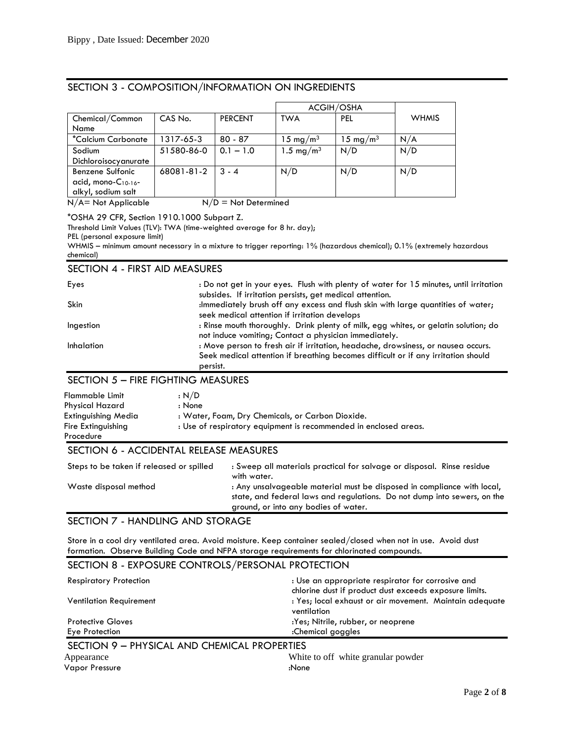## SECTION 3 - COMPOSITION/INFORMATION ON INGREDIENTS

| Chemical/Common Name | CAS No. | PERCENT | ACGIH/OSHA | | WHMIS |
|---|---|---|---|---|---|
| | | | TWA | PEL | |
| *Calcium Carbonate | 1317-65-3 | 80 - 87 | 15 $mg/m^3$ | 15 $mg/m^3$ | N/A |
| Sodium Dichloroisocyanurate | 51580-86-0 | 0.1 – 1.0 | 1.5 $mg/m^3$ | N/D | N/D |
| Benzene Sulfonic acid, mono-$C_{10-16}$-alkyl, sodium salt | 68081-81-2 | 3 - 4 | N/D | N/D | N/D |

N/A= Not Applicable N/D = Not Determined

*OSHA 29 CFR, Section 1910.1000 Subpart Z.

Threshold Limit Values (TLV): TWA (time-weighted average for 8 hr. day);

PEL (personal exposure limit)

WHMIS – minimum amount necessary in a mixture to trigger reporting: 1% (hazardous chemical); 0.1% (extremely hazardous chemical)

## SECTION 4 - FIRST AID MEASURES

Eyes : Do not get in your eyes. Flush with plenty of water for 15 minutes, until irritation subsides. If irritation persists, get medical attention.

Skin :Immediately brush off any excess and flush skin with large quantities of water; seek medical attention if irritation develops

Ingestion : Rinse mouth thoroughly. Drink plenty of milk, egg whites, or gelatin solution; do not induce vomiting; Contact a physician immediately.

Inhalation : Move person to fresh air if irritation, headache, drowsiness, or nausea occurs. Seek medical attention if breathing becomes difficult or if any irritation should persist.

## SECTION 5 – FIRE FIGHTING MEASURES

Flammable Limit : N/D

Physical Hazard : None

Extinguishing Media : Water, Foam, Dry Chemicals, or Carbon Dioxide.

Fire Extinguishing Procedure : Use of respiratory equipment is recommended in enclosed areas.

## SECTION 6 - ACCIDENTAL RELEASE MEASURES

Steps to be taken if released or spilled : Sweep all materials practical for salvage or disposal. Rinse residue with water.

Waste disposal method : Any unsalvageable material must be disposed in compliance with local, state, and federal laws and regulations. Do not dump into sewers, on the ground, or into any bodies of water.

## SECTION 7 - HANDLING AND STORAGE

Store in a cool dry ventilated area. Avoid moisture. Keep container sealed/closed when not in use. Avoid dust formation. Observe Building Code and NFPA storage requirements for chlorinated compounds.

## SECTION 8 - EXPOSURE CONTROLS/PERSONAL PROTECTION

Respiratory Protection : Use an appropriate respirator for corrosive and chlorine dust if product dust exceeds exposure limits.

Ventilation Requirement : Yes; local exhaust or air movement. Maintain adequate ventilation

Protective Gloves :Yes; Nitrile, rubber, or neoprene

Eye Protection :Chemical goggles

## SECTION 9 – PHYSICAL AND CHEMICAL PROPERTIES

Appearance White to off white granular powder

Vapor Pressure :None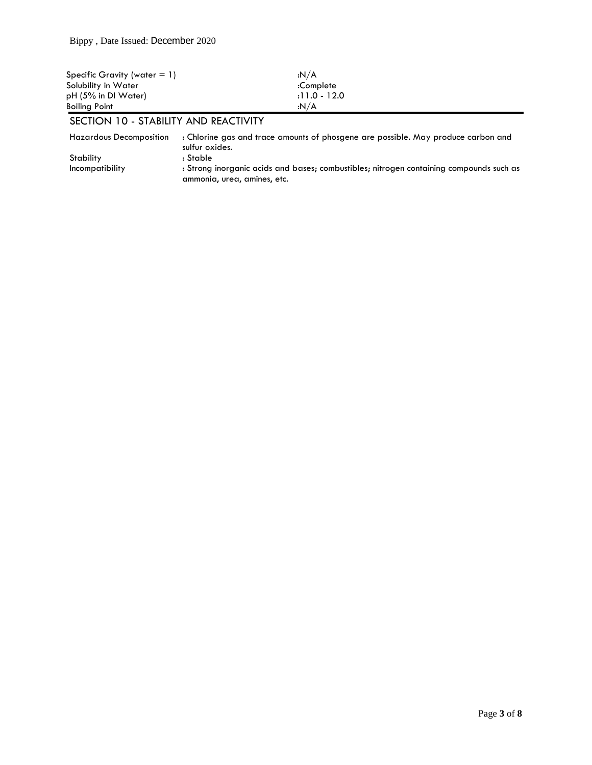| | |
|---|---|
| Specific Gravity (water = 1) | :N/A |
| Solubility in Water | :Complete |
| pH (5% in DI Water) | :11.0 - 12.0 |
| Boiling Point | :N/A |

## SECTION 10 - STABILITY AND REACTIVITY

| | |
|---|---|
| Hazardous Decomposition | : Chlorine gas and trace amounts of phosgene are possible. May produce carbon and sulfur oxides. |
| Stability | : Stable |
| Incompatibility | : Strong inorganic acids and bases; combustibles; nitrogen containing compounds such as ammonia, urea, amines, etc. |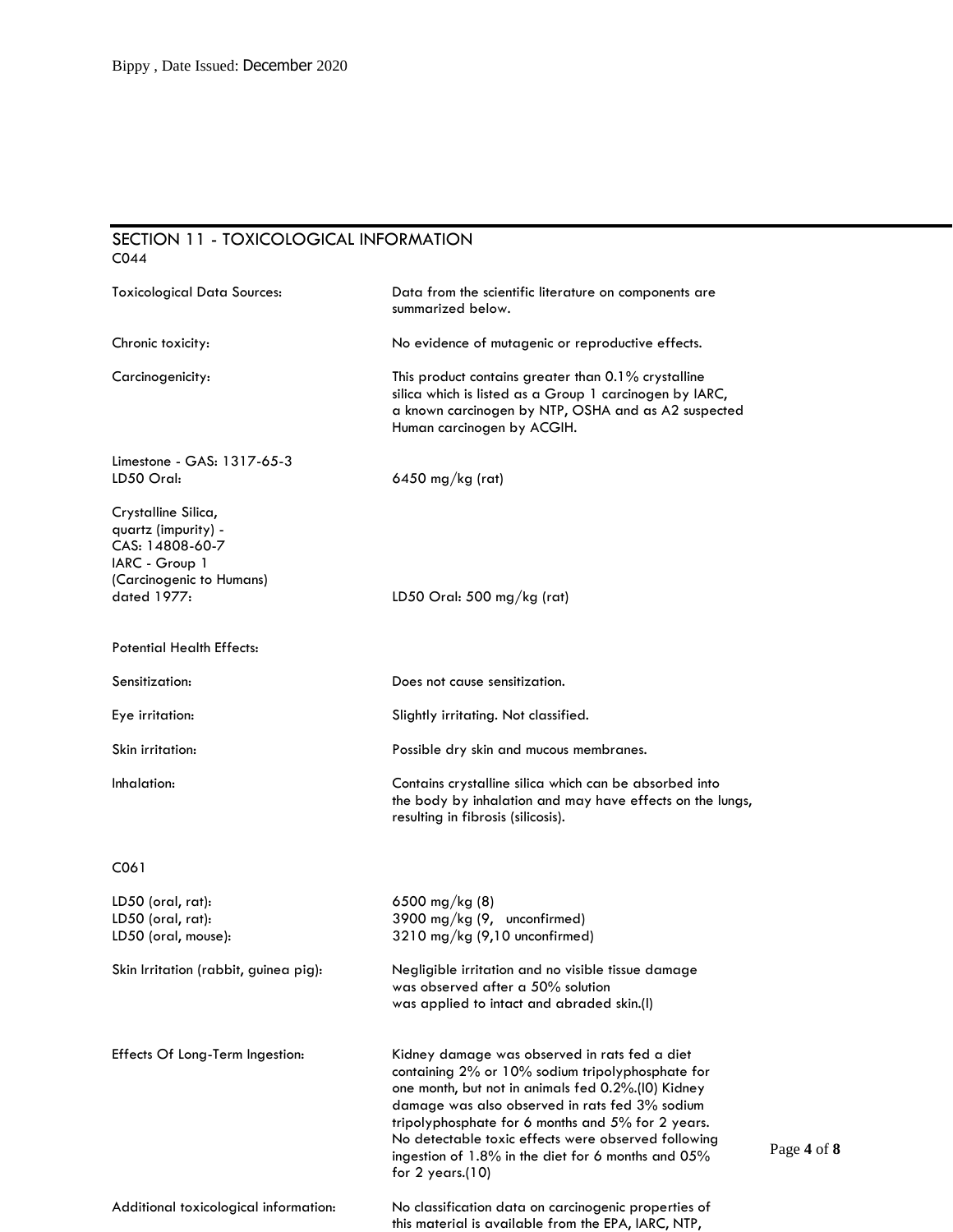## SECTION 11 - TOXICOLOGICAL INFORMATION

C044

| | |
|---|---|
| Toxicological Data Sources: | Data from the scientific literature on components are summarized below. |
| Chronic toxicity: | No evidence of mutagenic or reproductive effects. |
| Carcinogenicity: | This product contains greater than 0.1% crystalline silica which is listed as a Group 1 carcinogen by IARC, a known carcinogen by NTP, OSHA and as A2 suspected Human carcinogen by ACGIH. |
| Limestone - GAS: 1317-65-3<br>LD50 Oral: | 6450 mg/kg (rat) |
| Crystalline Silica, quartz (impurity) - CAS: 14808-60-7 IARC - Group 1 (Carcinogenic to Humans) dated 1977: | LD50 Oral: 500 mg/kg (rat) |

Potential Health Effects:

| | |
|---|---|
| Sensitization: | Does not cause sensitization. |
| Eye irritation: | Slightly irritating. Not classified. |
| Skin irritation: | Possible dry skin and mucous membranes. |
| Inhalation: | Contains crystalline silica which can be absorbed into the body by inhalation and may have effects on the lungs, resulting in fibrosis (silicosis). |

C061

| | |
|---|---|
| LD50 (oral, rat): | 6500 mg/kg (8) |
| LD50 (oral, rat): | 3900 mg/kg (9, unconfirmed) |
| LD50 (oral, mouse): | 3210 mg/kg (9,10 unconfirmed) |
| Skin Irritation (rabbit, guinea pig): | Negligible irritation and no visible tissue damage was observed after a 50% solution was applied to intact and abraded skin.(l) |
| Effects Of Long-Term Ingestion: | Kidney damage was observed in rats fed a diet containing 2% or 10% sodium tripolyphosphate for one month, but not in animals fed 0.2%.(l0) Kidney damage was also observed in rats fed 3% sodium tripolyphosphate for 6 months and 5% for 2 years. No detectable toxic effects were observed following ingestion of 1.8% in the diet for 6 months and 05% for 2 years.(10) |
| Additional toxicological information: | No classification data on carcinogenic properties of this material is available from the EPA, IARC, NTP, |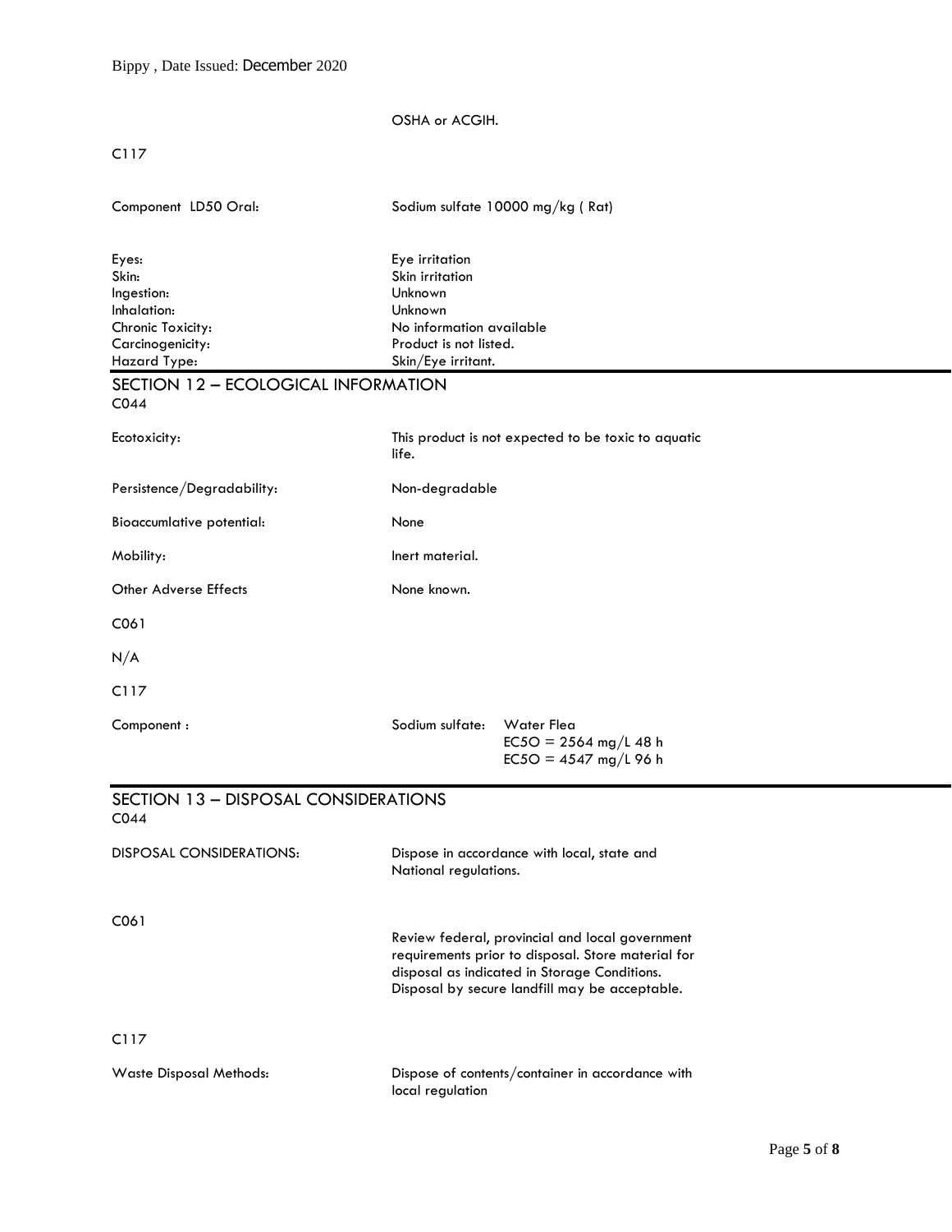OSHA or ACGIH.

C117

| | |
|---|---|
| Component LD50 Oral: | Sodium sulfate 10000 mg/kg ( Rat) |

| | |
|---|---|
| Eyes: | Eye irritation |
| Skin: | Skin irritation |
| Ingestion: | Unknown |
| Inhalation: | Unknown |
| Chronic Toxicity: | No information available |
| Carcinogenicity: | Product is not listed. |
| Hazard Type: | Skin/Eye irritant. |

## SECTION 12 – ECOLOGICAL INFORMATION

C044

| | |
|---|---|
| Ecotoxicity: | This product is not expected to be toxic to aquatic life. |
| Persistence/Degradability: | Non-degradable |
| Bioaccumlative potential: | None |
| Mobility: | Inert material. |
| Other Adverse Effects | None known. |

C061

N/A

C117

| | | |
|---|---|---|
| Component : | Sodium sulfate: | Water Flea<br>EC5O = 2564 mg/L 48 h<br>EC5O = 4547 mg/L 96 h |

## SECTION 13 – DISPOSAL CONSIDERATIONS

C044

| | |
|---|---|
| DISPOSAL CONSIDERATIONS: | Dispose in accordance with local, state and National regulations. |

C061

Review federal, provincial and local government requirements prior to disposal. Store material for disposal as indicated in Storage Conditions. Disposal by secure landfill may be acceptable.

C117

| | |
|---|---|
| Waste Disposal Methods: | Dispose of contents/container in accordance with local regulation |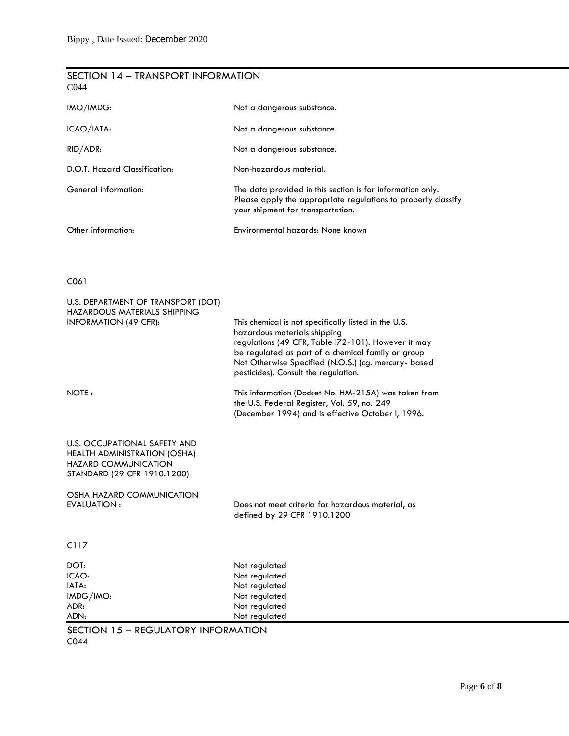## SECTION 14 – TRANSPORT INFORMATION

C044

| | |
|---|---|
| IMO/IMDG: | Not a dangerous substance. |
| ICAO/IATA: | Not a dangerous substance. |
| RID/ADR: | Not a dangerous substance. |
| D.O.T. Hazard Classification: | Non-hazardous material. |
| General information: | The data provided in this section is for information only. Please apply the appropriate regulations to properly classify your shipment for transportation. |
| Other information: | Environmental hazards: None known |

C061

| | |
|---|---|
| U.S. DEPARTMENT OF TRANSPORT (DOT) HAZARDOUS MATERIALS SHIPPING INFORMATION (49 CFR): | This chemical is not specifically listed in the U.S. hazardous materials shipping regulations (49 CFR, Table I72-101). However it may be regulated as part of a chemical family or group Not Otherwise Specified (N.O.S.) (cg. mercury- based pesticides). Consult the regulation. |
| NOTE : | This information (Docket No. HM-215A) was taken from the U.S. Federal Register, Vol. 59, no. 249 (December 1994) and is effective October I, 1996. |

U.S. OCCUPATIONAL SAFETY AND HEALTH ADMINISTRATION (OSHA) HAZARD COMMUNICATION STANDARD (29 CFR 1910.1200)

| | |
|---|---|
| OSHA HAZARD COMMUNICATION EVALUATION : | Does not meet criteria for hazardous material, as defined by 29 CFR 1910.1200 |

C117

| | |
|---|---|
| DOT: | Not regulated |
| ICAO: | Not regulated |
| IATA: | Not regulated |
| IMDG/IMO: | Not regulated |
| ADR: | Not regulated |
| ADN: | Not regulated |

## SECTION 15 – REGULATORY INFORMATION

C044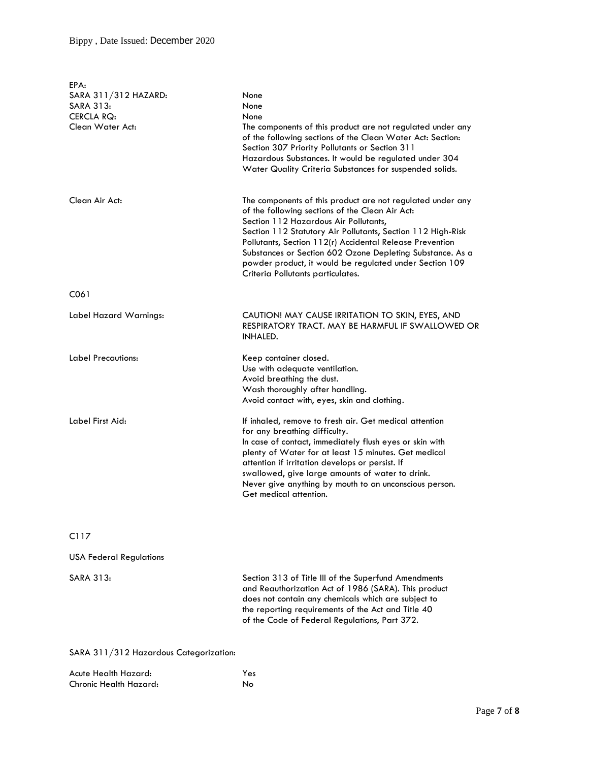EPA:

| | |
|---|---|
| SARA 311/312 HAZARD: | None |
| SARA 313: | None |
| CERCLA RQ: | None |
| Clean Water Act: | The components of this product are not regulated under any of the following sections of the Clean Water Act: Section: Section 307 Priority Pollutants or Section 311 Hazardous Substances. It would be regulated under 304 Water Quality Criteria Substances for suspended solids. |
| Clean Air Act: | The components of this product are not regulated under any of the following sections of the Clean Air Act: Section 112 Hazardous Air Pollutants, Section 112 Statutory Air Pollutants, Section 112 High-Risk Pollutants, Section 112(r) Accidental Release Prevention Substances or Section 602 Ozone Depleting Substance. As a powder product, it would be regulated under Section 109 Criteria Pollutants particulates. |

C061

| | |
|---|---|
| Label Hazard Warnings: | CAUTION! MAY CAUSE IRRITATION TO SKIN, EYES, AND RESPIRATORY TRACT. MAY BE HARMFUL IF SWALLOWED OR INHALED. |
| Label Precautions: | Keep container closed.<br>Use with adequate ventilation.<br>Avoid breathing the dust.<br>Wash thoroughly after handling.<br>Avoid contact with, eyes, skin and clothing. |
| Label First Aid: | If inhaled, remove to fresh air. Get medical attention for any breathing difficulty.<br>In case of contact, immediately flush eyes or skin with plenty of Water for at least 15 minutes. Get medical attention if irritation develops or persist. If swallowed, give large amounts of water to drink.<br>Never give anything by mouth to an unconscious person.<br>Get medical attention. |

C117

USA Federal Regulations

| | |
|---|---|
| SARA 313: | Section 313 of Title III of the Superfund Amendments and Reauthorization Act of 1986 (SARA). This product does not contain any chemicals which are subject to the reporting requirements of the Act and Title 40 of the Code of Federal Regulations, Part 372. |

SARA 311/312 Hazardous Categorization:

| | |
|---|---|
| Acute Health Hazard: | Yes |
| Chronic Health Hazard: | No |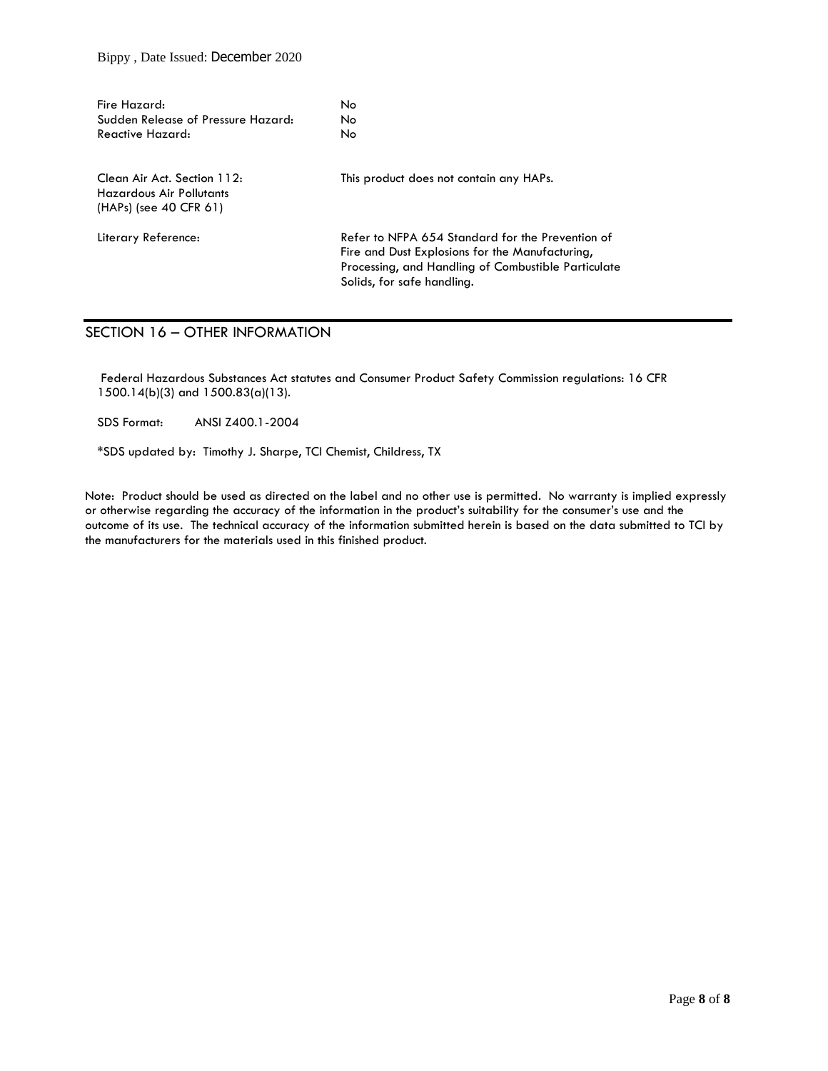| | |
|---|---|
| Fire Hazard: | No |
| Sudden Release of Pressure Hazard: | No |
| Reactive Hazard: | No |
| Clean Air Act. Section 112: Hazardous Air Pollutants (HAPs) (see 40 CFR 61) | This product does not contain any HAPs. |
| Literary Reference: | Refer to NFPA 654 Standard for the Prevention of Fire and Dust Explosions for the Manufacturing, Processing, and Handling of Combustible Particulate Solids, for safe handling. |

## SECTION 16 – OTHER INFORMATION

Federal Hazardous Substances Act statutes and Consumer Product Safety Commission regulations: 16 CFR 1500.14(b)(3) and 1500.83(a)(13).

SDS Format: ANSI Z400.1-2004

*SDS updated by: Timothy J. Sharpe, TCI Chemist, Childress, TX

Note: Product should be used as directed on the label and no other use is permitted. No warranty is implied expressly or otherwise regarding the accuracy of the information in the product's suitability for the consumer's use and the outcome of its use. The technical accuracy of the information submitted herein is based on the data submitted to TCI by the manufacturers for the materials used in this finished product.